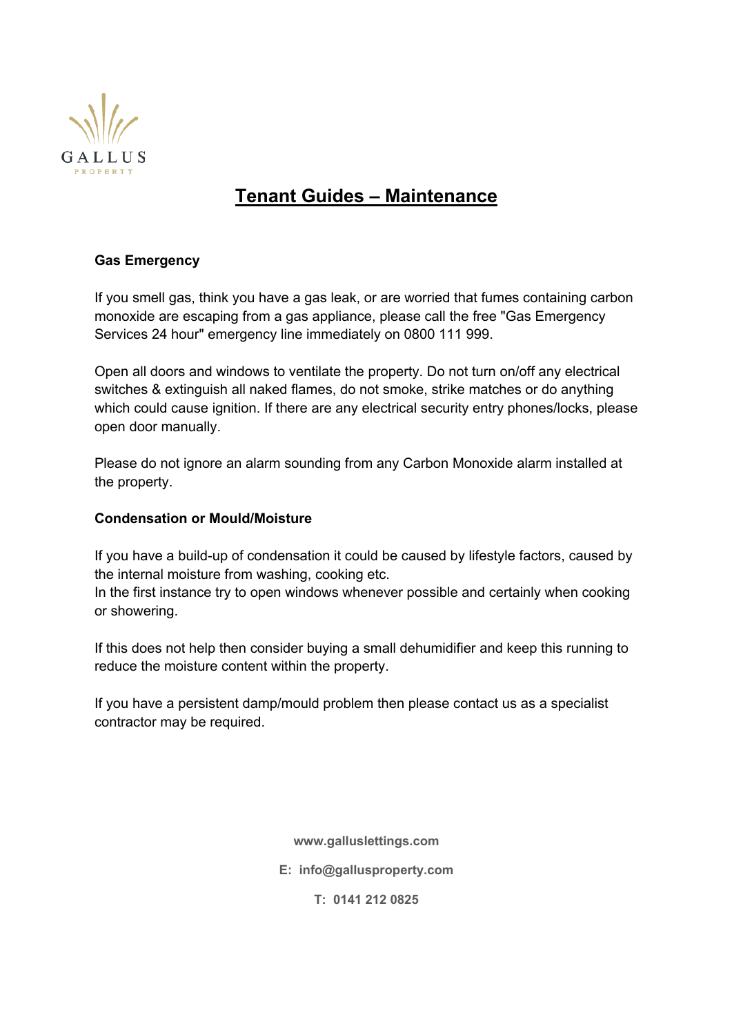GALLUS

PROPERTY

# Tenant Guides – Maintenance

**Gas Emergency**

If you smell gas, think you have a gas leak, or are worried that fumes containing carbon monoxide are escaping from a gas appliance, please call the free "Gas Emergency Services 24 hour" emergency line immediately on 0800 111 999.

Open all doors and windows to ventilate the property. Do not turn on/off any electrical switches & extinguish all naked flames, do not smoke, strike matches or do anything which could cause ignition. If there are any electrical security entry phones/locks, please open door manually.

Please do not ignore an alarm sounding from any Carbon Monoxide alarm installed at the property.

**Condensation or Mould/Moisture**

If you have a build-up of condensation it could be caused by lifestyle factors, caused by the internal moisture from washing, cooking etc.
In the first instance try to open windows whenever possible and certainly when cooking or showering.

If this does not help then consider buying a small dehumidifier and keep this running to reduce the moisture content within the property.

If you have a persistent damp/mould problem then please contact us as a specialist contractor may be required.

**www.galluslettings.com**

**E: info@gallusproperty.com**

**T: 0141 212 0825**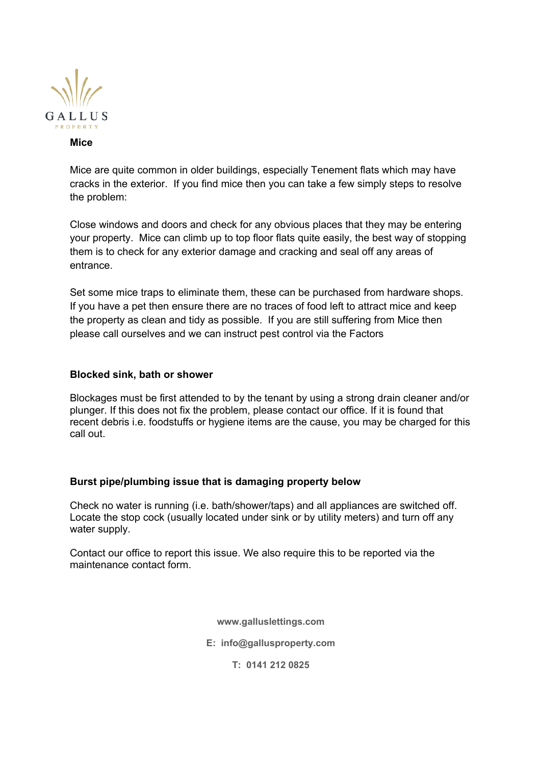## Mice

Mice are quite common in older buildings, especially Tenement flats which may have cracks in the exterior. If you find mice then you can take a few simply steps to resolve the problem:

Close windows and doors and check for any obvious places that they may be entering your property. Mice can climb up to top floor flats quite easily, the best way of stopping them is to check for any exterior damage and cracking and seal off any areas of entrance.

Set some mice traps to eliminate them, these can be purchased from hardware shops. If you have a pet then ensure there are no traces of food left to attract mice and keep the property as clean and tidy as possible. If you are still suffering from Mice then please call ourselves and we can instruct pest control via the Factors

## Blocked sink, bath or shower

Blockages must be first attended to by the tenant by using a strong drain cleaner and/or plunger. If this does not fix the problem, please contact our office. If it is found that recent debris i.e. foodstuffs or hygiene items are the cause, you may be charged for this call out.

## Burst pipe/plumbing issue that is damaging property below

Check no water is running (i.e. bath/shower/taps) and all appliances are switched off. Locate the stop cock (usually located under sink or by utility meters) and turn off any water supply.

Contact our office to report this issue. We also require this to be reported via the maintenance contact form.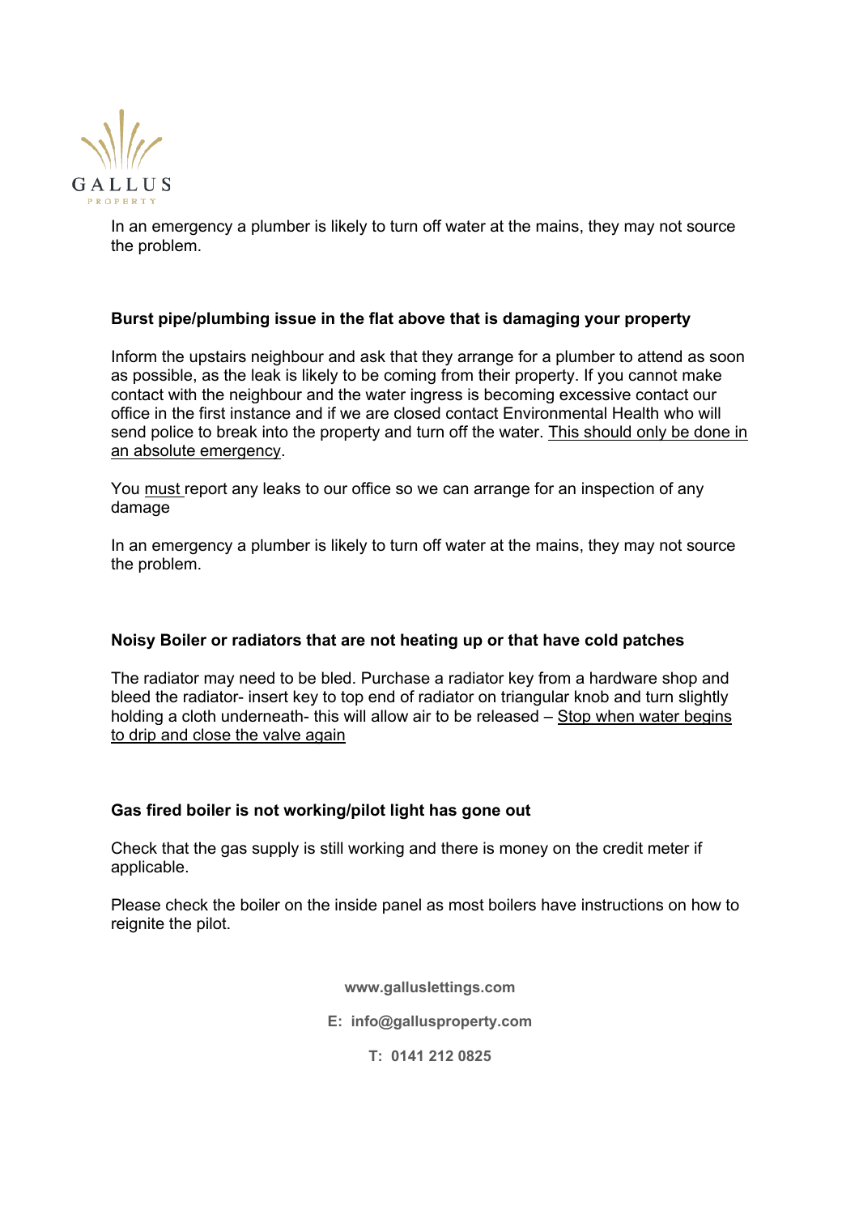In an emergency a plumber is likely to turn off water at the mains, they may not source the problem.

**Burst pipe/plumbing issue in the flat above that is damaging your property**

Inform the upstairs neighbour and ask that they arrange for a plumber to attend as soon as possible, as the leak is likely to be coming from their property. If you cannot make contact with the neighbour and the water ingress is becoming excessive contact our office in the first instance and if we are closed contact Environmental Health who will send police to break into the property and turn off the water. <u>This should only be done in an absolute emergency</u>.

You <u>must</u> report any leaks to our office so we can arrange for an inspection of any damage

In an emergency a plumber is likely to turn off water at the mains, they may not source the problem.

**Noisy Boiler or radiators that are not heating up or that have cold patches**

The radiator may need to be bled. Purchase a radiator key from a hardware shop and bleed the radiator- insert key to top end of radiator on triangular knob and turn slightly holding a cloth underneath- this will allow air to be released – <u>Stop when water begins to drip and close the valve again</u>

**Gas fired boiler is not working/pilot light has gone out**

Check that the gas supply is still working and there is money on the credit meter if applicable.

Please check the boiler on the inside panel as most boilers have instructions on how to reignite the pilot.

**www.galluslettings.com**

**E: info@gallusproperty.com**

**T: 0141 212 0825**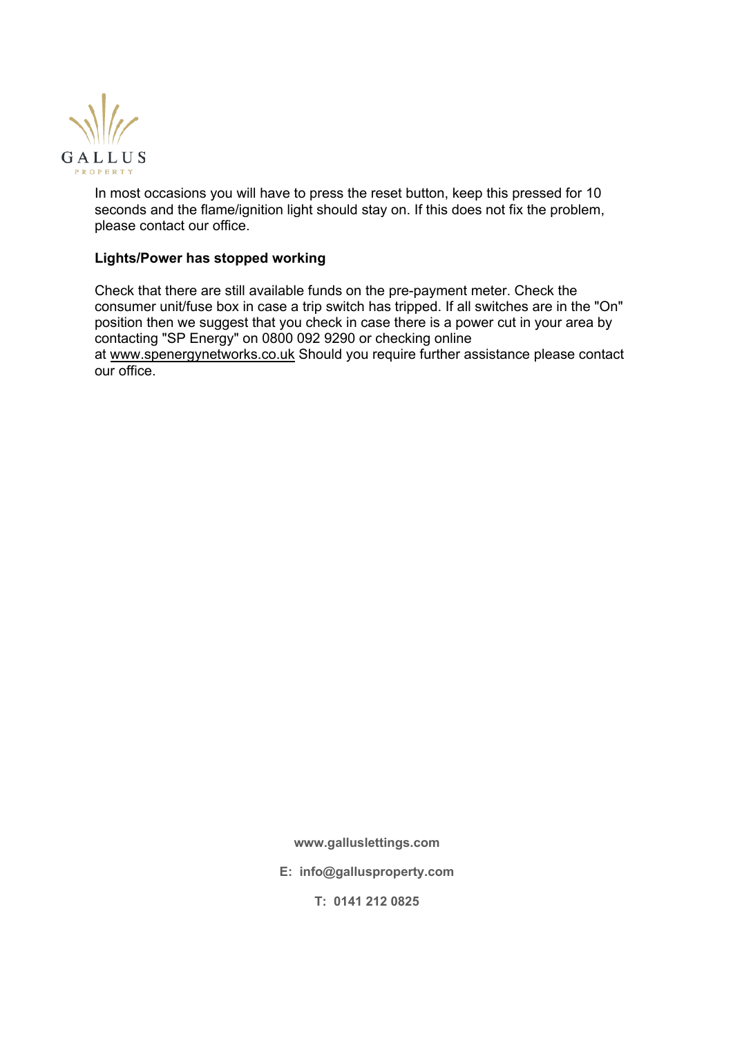In most occasions you will have to press the reset button, keep this pressed for 10 seconds and the flame/ignition light should stay on. If this does not fix the problem, please contact our office.

**Lights/Power has stopped working**

Check that there are still available funds on the pre-payment meter. Check the consumer unit/fuse box in case a trip switch has tripped. If all switches are in the "On" position then we suggest that you check in case there is a power cut in your area by contacting "SP Energy" on 0800 092 9290 or checking online at www.spenergynetworks.co.uk Should you require further assistance please contact our office.